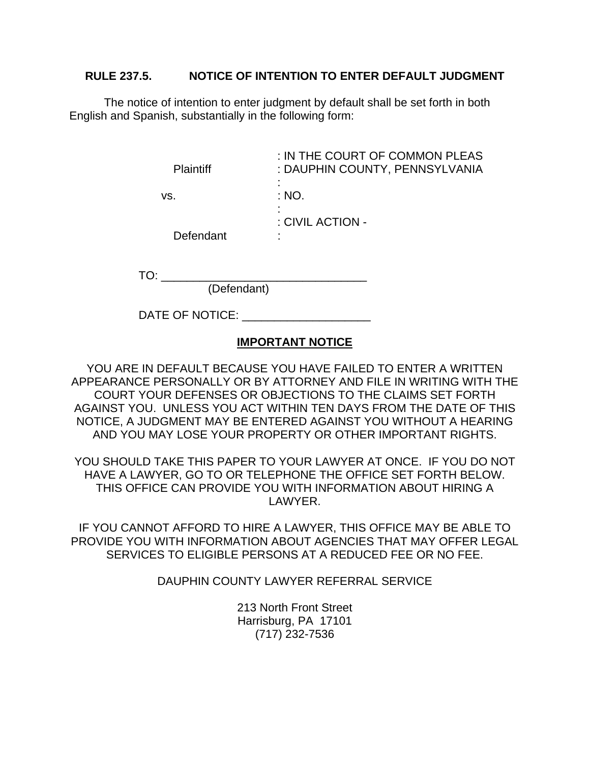## RULE 237.5. NOTICE OF INTENTION TO ENTER DEFAULT JUDGMENT

The notice of intention to enter judgment by default shall be set forth in both English and Spanish, substantially in the following form:

| | |
|---|---|
| | : IN THE COURT OF COMMON PLEAS |
| Plaintiff | : DAUPHIN COUNTY, PENNSYLVANIA |
| | : |
| vs. | : NO. |
| | : |
| | : CIVIL ACTION - |
| Defendant | : |

TO: ________________________________
(Defendant)

DATE OF NOTICE: ____________________

**IMPORTANT NOTICE**

YOU ARE IN DEFAULT BECAUSE YOU HAVE FAILED TO ENTER A WRITTEN APPEARANCE PERSONALLY OR BY ATTORNEY AND FILE IN WRITING WITH THE COURT YOUR DEFENSES OR OBJECTIONS TO THE CLAIMS SET FORTH AGAINST YOU. UNLESS YOU ACT WITHIN TEN DAYS FROM THE DATE OF THIS NOTICE, A JUDGMENT MAY BE ENTERED AGAINST YOU WITHOUT A HEARING AND YOU MAY LOSE YOUR PROPERTY OR OTHER IMPORTANT RIGHTS.

YOU SHOULD TAKE THIS PAPER TO YOUR LAWYER AT ONCE. IF YOU DO NOT HAVE A LAWYER, GO TO OR TELEPHONE THE OFFICE SET FORTH BELOW. THIS OFFICE CAN PROVIDE YOU WITH INFORMATION ABOUT HIRING A LAWYER.

IF YOU CANNOT AFFORD TO HIRE A LAWYER, THIS OFFICE MAY BE ABLE TO PROVIDE YOU WITH INFORMATION ABOUT AGENCIES THAT MAY OFFER LEGAL SERVICES TO ELIGIBLE PERSONS AT A REDUCED FEE OR NO FEE.

DAUPHIN COUNTY LAWYER REFERRAL SERVICE

213 North Front Street
Harrisburg, PA 17101
(717) 232-7536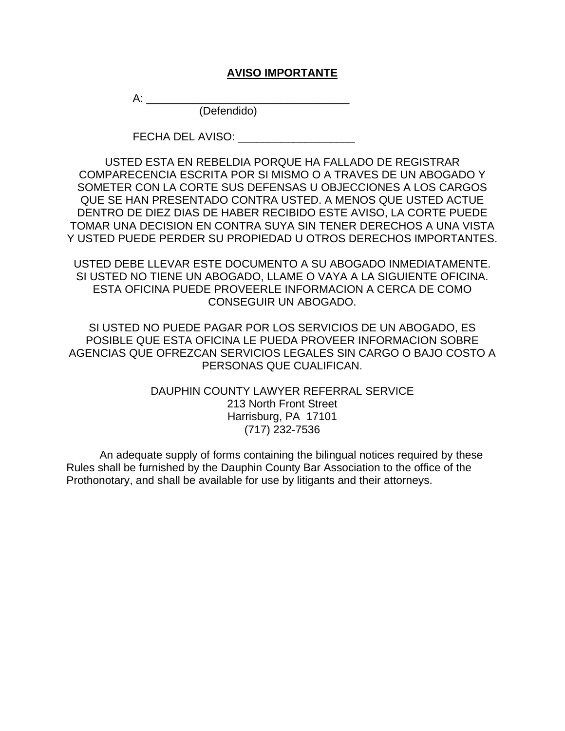**AVISO IMPORTANTE**

A: ________________________________
(Defendido)

FECHA DEL AVISO: ___________________

USTED ESTA EN REBELDIA PORQUE HA FALLADO DE REGISTRAR COMPARECENCIA ESCRITA POR SI MISMO O A TRAVES DE UN ABOGADO Y SOMETER CON LA CORTE SUS DEFENSAS U OBJECCIONES A LOS CARGOS QUE SE HAN PRESENTADO CONTRA USTED. A MENOS QUE USTED ACTUE DENTRO DE DIEZ DIAS DE HABER RECIBIDO ESTE AVISO, LA CORTE PUEDE TOMAR UNA DECISION EN CONTRA SUYA SIN TENER DERECHOS A UNA VISTA Y USTED PUEDE PERDER SU PROPIEDAD U OTROS DERECHOS IMPORTANTES.

USTED DEBE LLEVAR ESTE DOCUMENTO A SU ABOGADO INMEDIATAMENTE. SI USTED NO TIENE UN ABOGADO, LLAME O VAYA A LA SIGUIENTE OFICINA. ESTA OFICINA PUEDE PROVEERLE INFORMACION A CERCA DE COMO CONSEGUIR UN ABOGADO.

SI USTED NO PUEDE PAGAR POR LOS SERVICIOS DE UN ABOGADO, ES POSIBLE QUE ESTA OFICINA LE PUEDA PROVEER INFORMACION SOBRE AGENCIAS QUE OFREZCAN SERVICIOS LEGALES SIN CARGO O BAJO COSTO A PERSONAS QUE CUALIFICAN.

DAUPHIN COUNTY LAWYER REFERRAL SERVICE
213 North Front Street
Harrisburg, PA 17101
(717) 232-7536

An adequate supply of forms containing the bilingual notices required by these Rules shall be furnished by the Dauphin County Bar Association to the office of the Prothonotary, and shall be available for use by litigants and their attorneys.